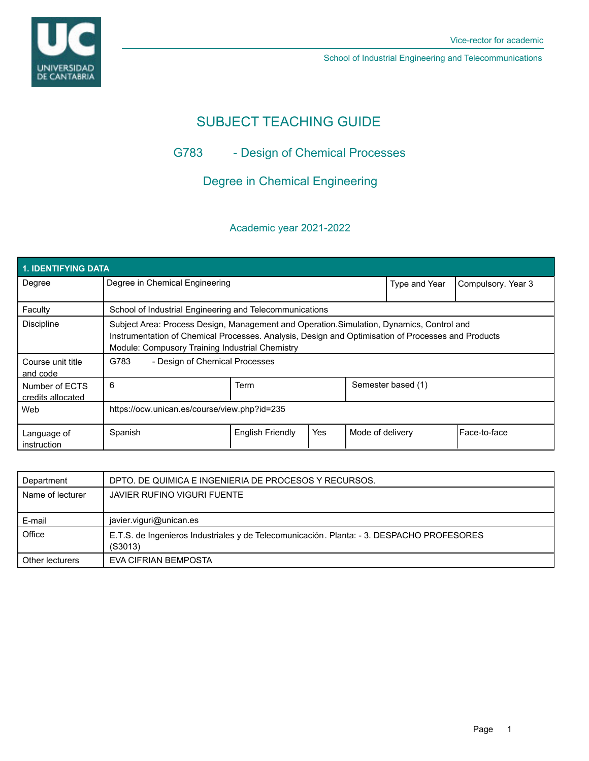# SUBJECT TEACHING GUIDE

## G783 - Design of Chemical Processes

## Degree in Chemical Engineering

### Academic year 2021-2022

| 1. IDENTIFYING DATA | | | | |
|---|---|---|---|---|
| Degree | Degree in Chemical Engineering | | Type and Year | Compulsory. Year 3 |
| Faculty | School of Industrial Engineering and Telecommunications | | | |
| Discipline | Subject Area: Process Design, Management and Operation.Simulation, Dynamics, Control and Instrumentation of Chemical Processes. Analysis, Design and Optimisation of Processes and Products<br>Module: Compusory Training Industrial Chemistry | | | |
| Course unit title and code | G783 - Design of Chemical Processes | | | |
| Number of ECTS credits allocated | 6 | Term | Semester based (1) | |
| Web | https://ocw.unican.es/course/view.php?id=235 | | | |
| Language of instruction | Spanish | English Friendly: Yes | Mode of delivery | Face-to-face |

| | |
|---|---|
| Department | DPTO. DE QUIMICA E INGENIERIA DE PROCESOS Y RECURSOS. |
| Name of lecturer | JAVIER RUFINO VIGURI FUENTE |
| E-mail | javier.viguri@unican.es |
| Office | E.T.S. de Ingenieros Industriales y de Telecomunicación. Planta: - 3. DESPACHO PROFESORES (S3013) |
| Other lecturers | EVA CIFRIAN BEMPOSTA |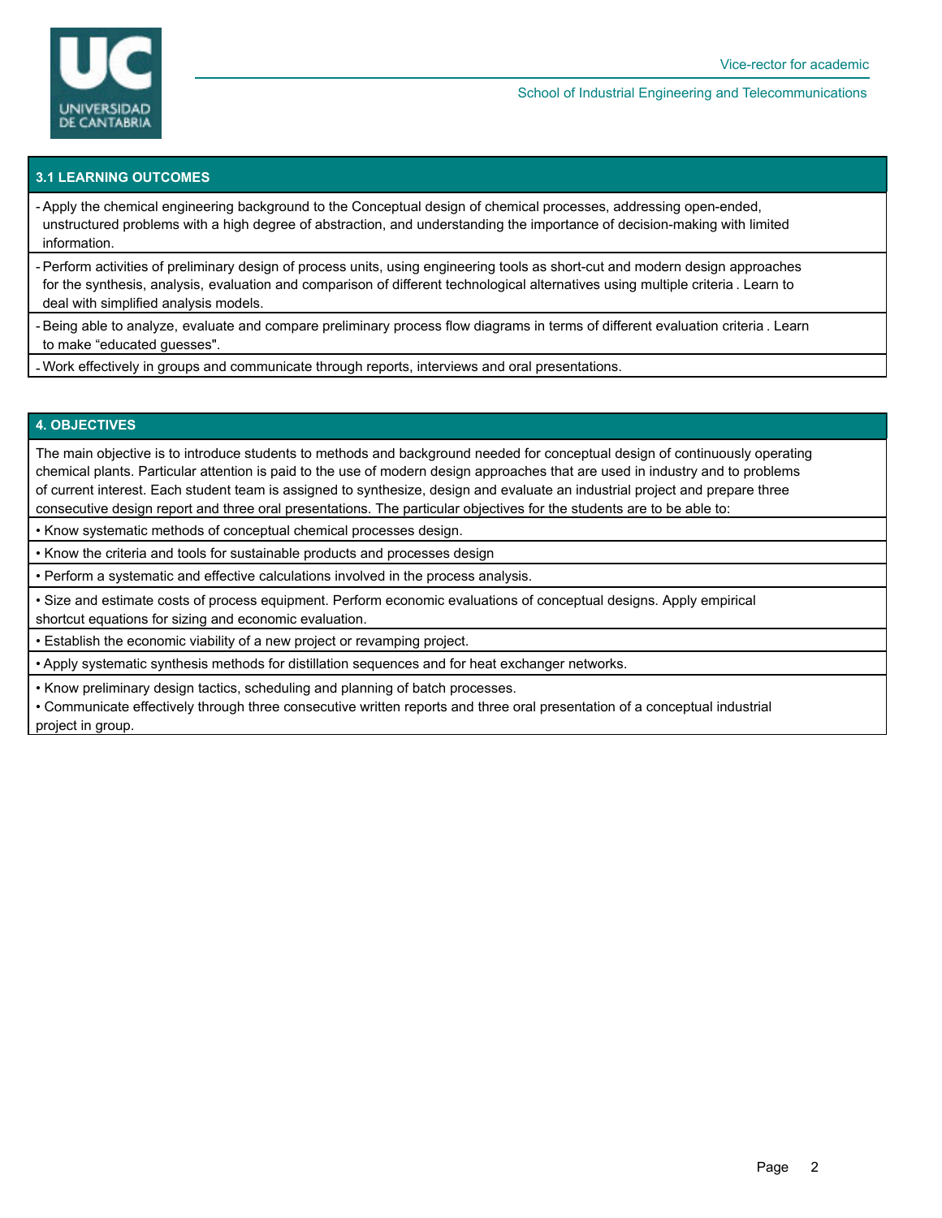## 3.1 LEARNING OUTCOMES

- Apply the chemical engineering background to the Conceptual design of chemical processes, addressing open-ended, unstructured problems with a high degree of abstraction, and understanding the importance of decision-making with limited information.
- Perform activities of preliminary design of process units, using engineering tools as short-cut and modern design approaches for the synthesis, analysis, evaluation and comparison of different technological alternatives using multiple criteria . Learn to deal with simplified analysis models.
- Being able to analyze, evaluate and compare preliminary process flow diagrams in terms of different evaluation criteria . Learn to make "educated guesses".
- Work effectively in groups and communicate through reports, interviews and oral presentations.

## 4. OBJECTIVES

The main objective is to introduce students to methods and background needed for conceptual design of continuously operating chemical plants. Particular attention is paid to the use of modern design approaches that are used in industry and to problems of current interest. Each student team is assigned to synthesize, design and evaluate an industrial project and prepare three consecutive design report and three oral presentations. The particular objectives for the students are to be able to:

- Know systematic methods of conceptual chemical processes design.
- Know the criteria and tools for sustainable products and processes design
- Perform a systematic and effective calculations involved in the process analysis.
- Size and estimate costs of process equipment. Perform economic evaluations of conceptual designs. Apply empirical shortcut equations for sizing and economic evaluation.
- Establish the economic viability of a new project or revamping project.
- Apply systematic synthesis methods for distillation sequences and for heat exchanger networks.
- Know preliminary design tactics, scheduling and planning of batch processes.
- Communicate effectively through three consecutive written reports and three oral presentation of a conceptual industrial project in group.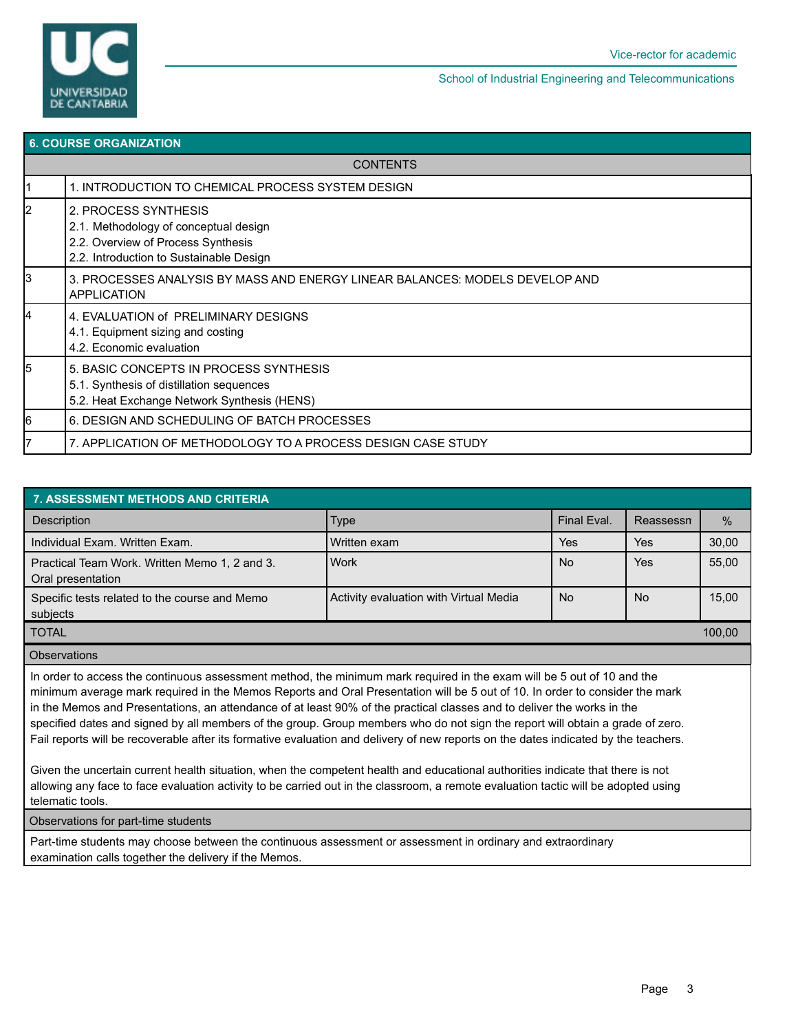## 6. COURSE ORGANIZATION

| CONTENTS | |
|---|---|
| 1 | 1. INTRODUCTION TO CHEMICAL PROCESS SYSTEM DESIGN |
| 2 | 2. PROCESS SYNTHESIS<br>2.1. Methodology of conceptual design<br>2.2. Overview of Process Synthesis<br>2.2. Introduction to Sustainable Design |
| 3 | 3. PROCESSES ANALYSIS BY MASS AND ENERGY LINEAR BALANCES: MODELS DEVELOP AND APPLICATION |
| 4 | 4. EVALUATION of PRELIMINARY DESIGNS<br>4.1. Equipment sizing and costing<br>4.2. Economic evaluation |
| 5 | 5. BASIC CONCEPTS IN PROCESS SYNTHESIS<br>5.1. Synthesis of distillation sequences<br>5.2. Heat Exchange Network Synthesis (HENS) |
| 6 | 6. DESIGN AND SCHEDULING OF BATCH PROCESSES |
| 7 | 7. APPLICATION OF METHODOLOGY TO A PROCESS DESIGN CASE STUDY |

## 7. ASSESSMENT METHODS AND CRITERIA

| Description | Type | Final Eval. | Reassessm | % |
|---|---|---|---|---|
| Individual Exam. Written Exam. | Written exam | Yes | Yes | 30,00 |
| Practical Team Work. Written Memo 1, 2 and 3. Oral presentation | Work | No | Yes | 55,00 |
| Specific tests related to the course and Memo subjects | Activity evaluation with Virtual Media | No | No | 15,00 |
| TOTAL | | | | 100,00 |

**Observations**

In order to access the continuous assessment method, the minimum mark required in the exam will be 5 out of 10 and the minimum average mark required in the Memos Reports and Oral Presentation will be 5 out of 10. In order to consider the mark in the Memos and Presentations, an attendance of at least 90% of the practical classes and to deliver the works in the specified dates and signed by all members of the group. Group members who do not sign the report will obtain a grade of zero. Fail reports will be recoverable after its formative evaluation and delivery of new reports on the dates indicated by the teachers.

Given the uncertain current health situation, when the competent health and educational authorities indicate that there is not allowing any face to face evaluation activity to be carried out in the classroom, a remote evaluation tactic will be adopted using telematic tools.

**Observations for part-time students**

Part-time students may choose between the continuous assessment or assessment in ordinary and extraordinary examination calls together the delivery if the Memos.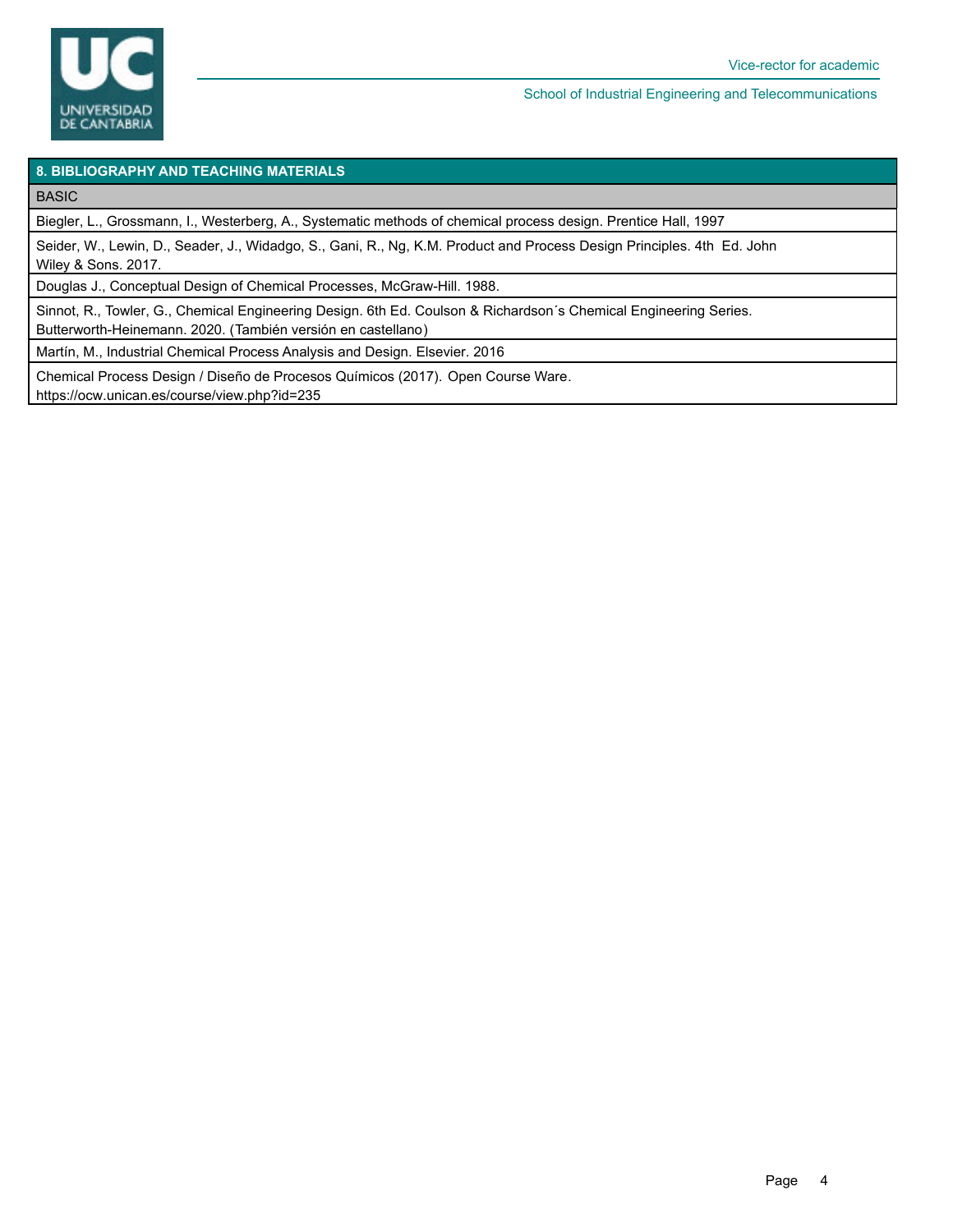## 8. BIBLIOGRAPHY AND TEACHING MATERIALS

| BASIC |
|---|
| Biegler, L., Grossmann, I., Westerberg, A., Systematic methods of chemical process design. Prentice Hall, 1997 |
| Seider, W., Lewin, D., Seader, J., Widadgo, S., Gani, R., Ng, K.M. Product and Process Design Principles. 4th Ed. John Wiley & Sons. 2017. |
| Douglas J., Conceptual Design of Chemical Processes, McGraw-Hill. 1988. |
| Sinnot, R., Towler, G., Chemical Engineering Design. 6th Ed. Coulson & Richardson´s Chemical Engineering Series. Butterworth-Heinemann. 2020. (También versión en castellano) |
| Martín, M., Industrial Chemical Process Analysis and Design. Elsevier. 2016 |
| Chemical Process Design / Diseño de Procesos Químicos (2017). Open Course Ware. https://ocw.unican.es/course/view.php?id=235 |